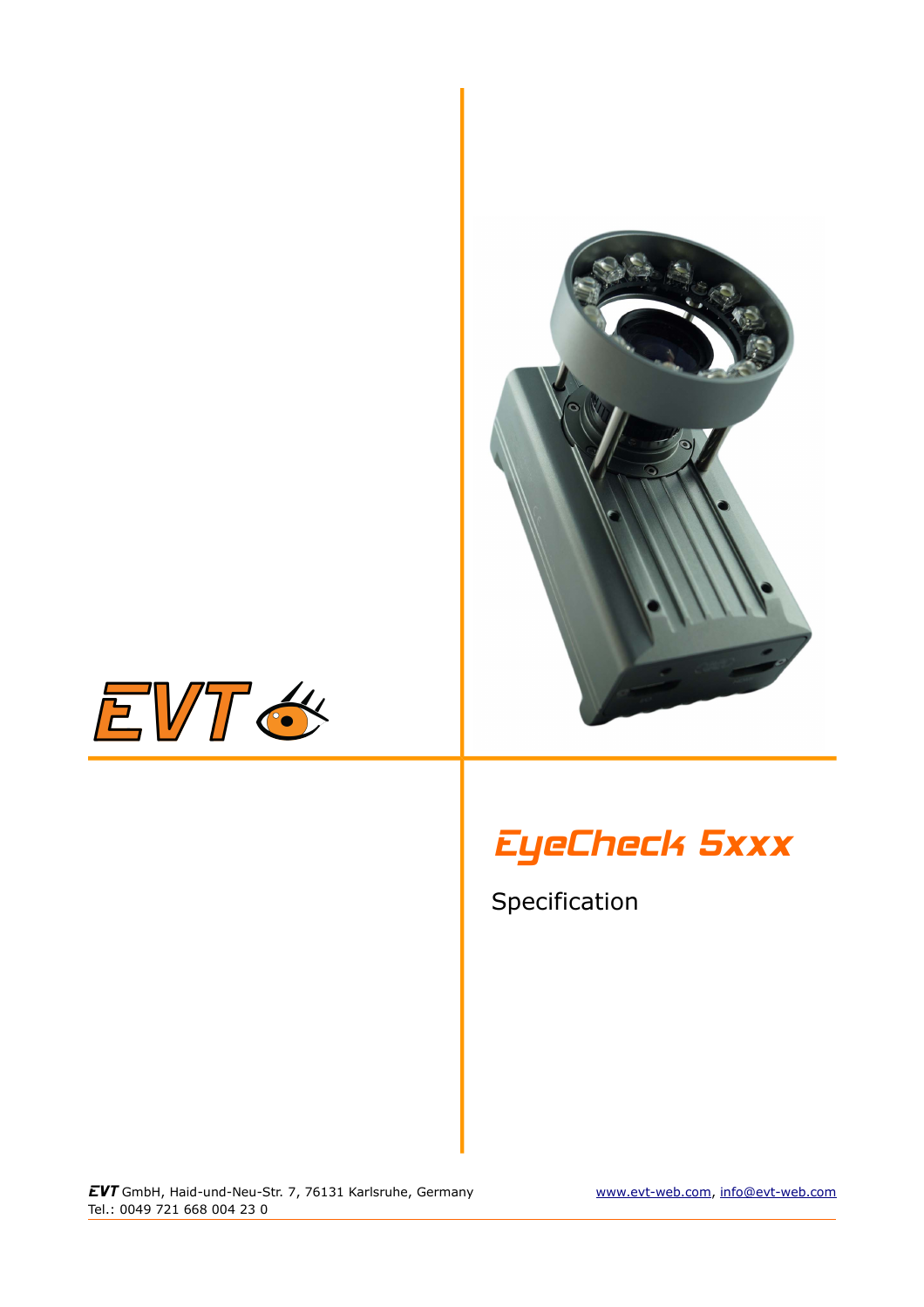EVT

# EyeCheck 5xxx

Specification

**EVT** GmbH, Haid-und-Neu-Str. 7, 76131 Karlsruhe, Germany
Tel.: 0049 721 668 004 23 0

www.evt-web.com, info@evt-web.com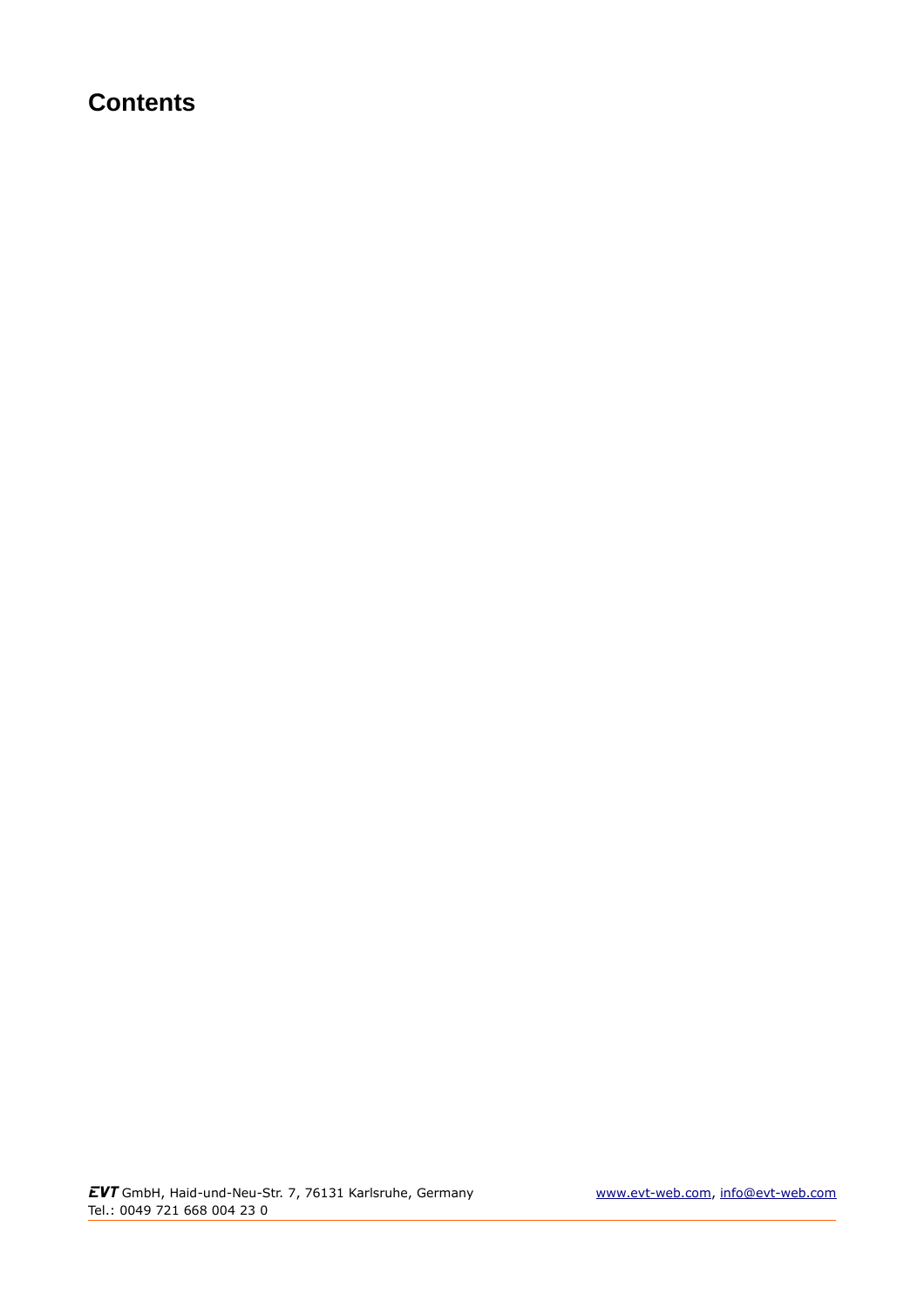# Contents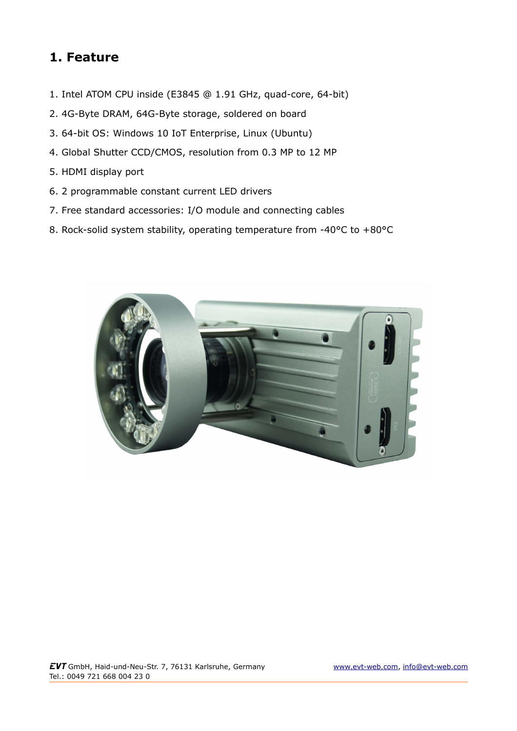# 1. Feature

1. Intel ATOM CPU inside (E3845 @ 1.91 GHz, quad-core, 64-bit)
2. 4G-Byte DRAM, 64G-Byte storage, soldered on board
3. 64-bit OS: Windows 10 IoT Enterprise, Linux (Ubuntu)
4. Global Shutter CCD/CMOS, resolution from 0.3 MP to 12 MP
5. HDMI display port
6. 2 programmable constant current LED drivers
7. Free standard accessories: I/O module and connecting cables
8. Rock-solid system stability, operating temperature from -40°C to +80°C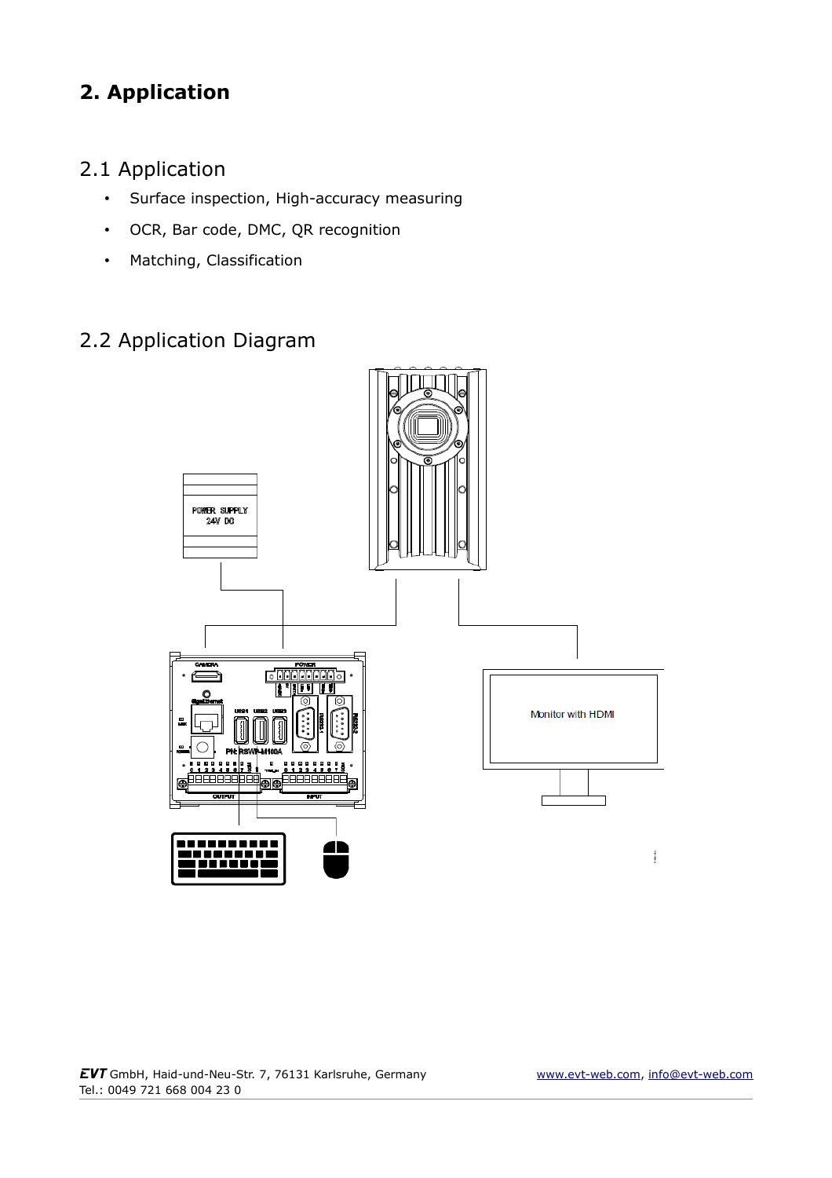# 2. Application

## 2.1 Application

- Surface inspection, High-accuracy measuring
- OCR, Bar code, DMC, QR recognition
- Matching, Classification

## 2.2 Application Diagram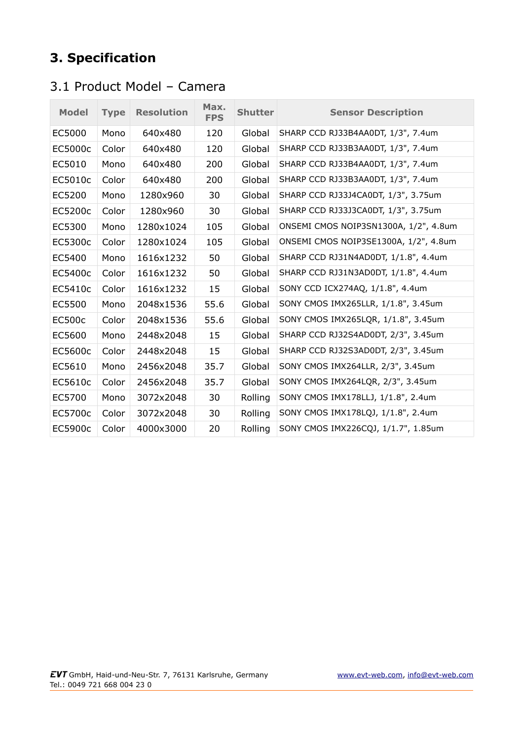# 3. Specification

## 3.1 Product Model – Camera

| Model | Type | Resolution | Max. FPS | Shutter | Sensor Description |
|---|---|---|---|---|---|
| EC5000 | Mono | 640x480 | 120 | Global | SHARP CCD RJ33B4AA0DT, 1/3", 7.4um |
| EC5000c | Color | 640x480 | 120 | Global | SHARP CCD RJ33B3AA0DT, 1/3", 7.4um |
| EC5010 | Mono | 640x480 | 200 | Global | SHARP CCD RJ33B4AA0DT, 1/3", 7.4um |
| EC5010c | Color | 640x480 | 200 | Global | SHARP CCD RJ33B3AA0DT, 1/3", 7.4um |
| EC5200 | Mono | 1280x960 | 30 | Global | SHARP CCD RJ33J4CA0DT, 1/3", 3.75um |
| EC5200c | Color | 1280x960 | 30 | Global | SHARP CCD RJ33J3CA0DT, 1/3", 3.75um |
| EC5300 | Mono | 1280x1024 | 105 | Global | ONSEMI CMOS NOIP3SN1300A, 1/2", 4.8um |
| EC5300c | Color | 1280x1024 | 105 | Global | ONSEMI CMOS NOIP3SE1300A, 1/2", 4.8um |
| EC5400 | Mono | 1616x1232 | 50 | Global | SHARP CCD RJ31N4AD0DT, 1/1.8", 4.4um |
| EC5400c | Color | 1616x1232 | 50 | Global | SHARP CCD RJ31N3AD0DT, 1/1.8", 4.4um |
| EC5410c | Color | 1616x1232 | 15 | Global | SONY CCD ICX274AQ, 1/1.8", 4.4um |
| EC5500 | Mono | 2048x1536 | 55.6 | Global | SONY CMOS IMX265LLR, 1/1.8", 3.45um |
| EC500c | Color | 2048x1536 | 55.6 | Global | SONY CMOS IMX265LQR, 1/1.8", 3.45um |
| EC5600 | Mono | 2448x2048 | 15 | Global | SHARP CCD RJ32S4AD0DT, 2/3", 3.45um |
| EC5600c | Color | 2448x2048 | 15 | Global | SHARP CCD RJ32S3AD0DT, 2/3", 3.45um |
| EC5610 | Mono | 2456x2048 | 35.7 | Global | SONY CMOS IMX264LLR, 2/3", 3.45um |
| EC5610c | Color | 2456x2048 | 35.7 | Global | SONY CMOS IMX264LQR, 2/3", 3.45um |
| EC5700 | Mono | 3072x2048 | 30 | Rolling | SONY CMOS IMX178LLJ, 1/1.8", 2.4um |
| EC5700c | Color | 3072x2048 | 30 | Rolling | SONY CMOS IMX178LQJ, 1/1.8", 2.4um |
| EC5900c | Color | 4000x3000 | 20 | Rolling | SONY CMOS IMX226CQJ, 1/1.7", 1.85um |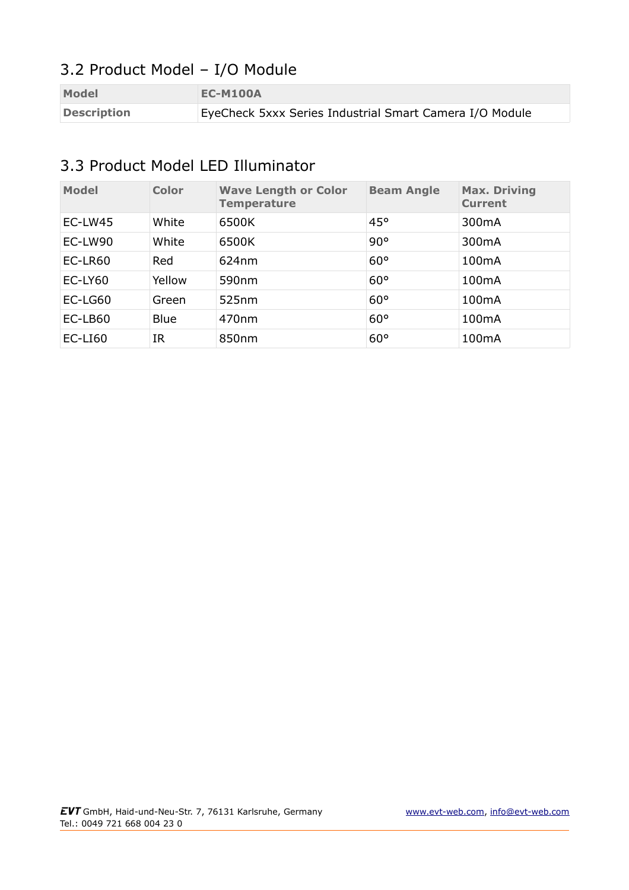## 3.2 Product Model – I/O Module

| **Model** | **EC-M100A** |
|---|---|
| **Description** | EyeCheck 5xxx Series Industrial Smart Camera I/O Module |

## 3.3 Product Model LED Illuminator

| Model | Color | Wave Length or Color Temperature | Beam Angle | Max. Driving Current |
|---|---|---|---|---|
| EC-LW45 | White | 6500K | 45° | 300mA |
| EC-LW90 | White | 6500K | 90° | 300mA |
| EC-LR60 | Red | 624nm | 60° | 100mA |
| EC-LY60 | Yellow | 590nm | 60° | 100mA |
| EC-LG60 | Green | 525nm | 60° | 100mA |
| EC-LB60 | Blue | 470nm | 60° | 100mA |
| EC-LI60 | IR | 850nm | 60° | 100mA |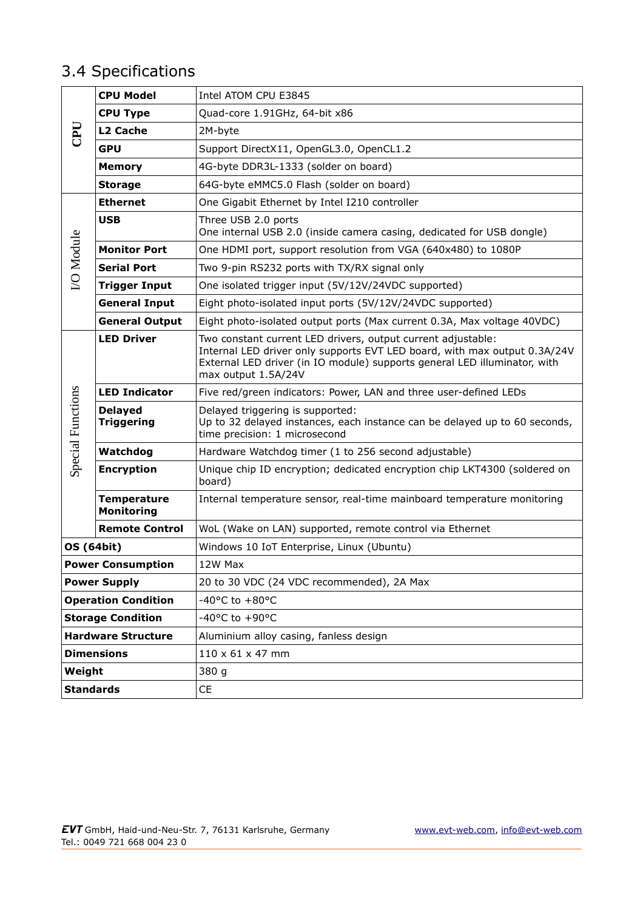## 3.4 Specifications

| | | |
|---|---|---|
| CPU | **CPU Model** | Intel ATOM CPU E3845 |
| | **CPU Type** | Quad-core 1.91GHz, 64-bit x86 |
| | **L2 Cache** | 2M-byte |
| | **GPU** | Support DirectX11, OpenGL3.0, OpenCL1.2 |
| | **Memory** | 4G-byte DDR3L-1333 (solder on board) |
| | **Storage** | 64G-byte eMMC5.0 Flash (solder on board) |
| I/O Module | **Ethernet** | One Gigabit Ethernet by Intel I210 controller |
| | **USB** | Three USB 2.0 ports<br>One internal USB 2.0 (inside camera casing, dedicated for USB dongle) |
| | **Monitor Port** | One HDMI port, support resolution from VGA (640x480) to 1080P |
| | **Serial Port** | Two 9-pin RS232 ports with TX/RX signal only |
| | **Trigger Input** | One isolated trigger input (5V/12V/24VDC supported) |
| | **General Input** | Eight photo-isolated input ports (5V/12V/24VDC supported) |
| | **General Output** | Eight photo-isolated output ports (Max current 0.3A, Max voltage 40VDC) |
| Special Functions | **LED Driver** | Two constant current LED drivers, output current adjustable:<br>Internal LED driver only supports EVT LED board, with max output 0.3A/24V<br>External LED driver (in IO module) supports general LED illuminator, with max output 1.5A/24V |
| | **LED Indicator** | Five red/green indicators: Power, LAN and three user-defined LEDs |
| | **Delayed Triggering** | Delayed triggering is supported:<br>Up to 32 delayed instances, each instance can be delayed up to 60 seconds, time precision: 1 microsecond |
| | **Watchdog** | Hardware Watchdog timer (1 to 256 second adjustable) |
| | **Encryption** | Unique chip ID encryption; dedicated encryption chip LKT4300 (soldered on board) |
| | **Temperature Monitoring** | Internal temperature sensor, real-time mainboard temperature monitoring |
| | **Remote Control** | WoL (Wake on LAN) supported, remote control via Ethernet |
| **OS (64bit)** | | Windows 10 IoT Enterprise, Linux (Ubuntu) |
| **Power Consumption** | | 12W Max |
| **Power Supply** | | 20 to 30 VDC (24 VDC recommended), 2A Max |
| **Operation Condition** | | -40°C to +80°C |
| **Storage Condition** | | -40°C to +90°C |
| **Hardware Structure** | | Aluminium alloy casing, fanless design |
| **Dimensions** | | 110 x 61 x 47 mm |
| **Weight** | | 380 g |
| **Standards** | | CE |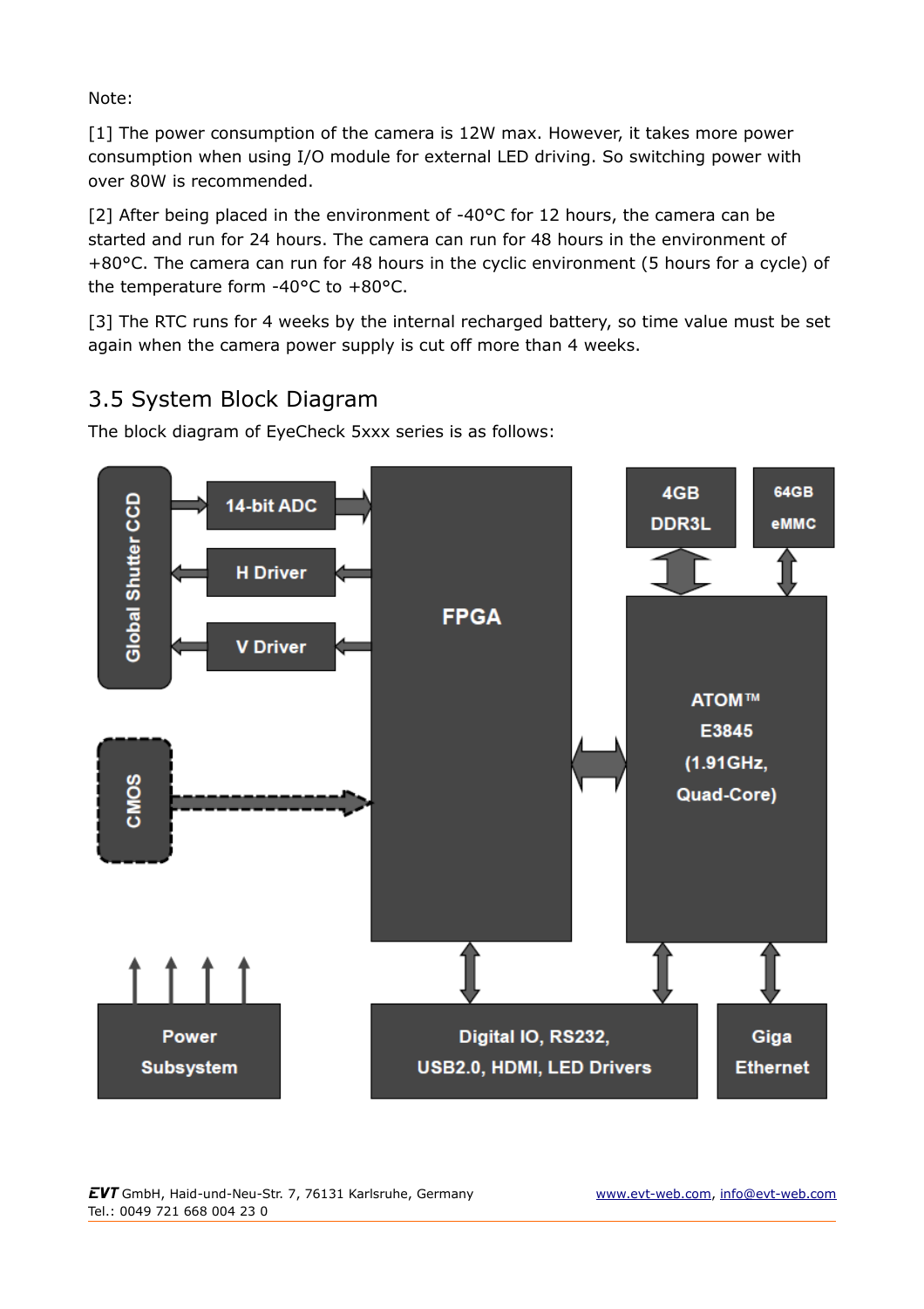Note:

[1] The power consumption of the camera is 12W max. However, it takes more power consumption when using I/O module for external LED driving. So switching power with over 80W is recommended.

[2] After being placed in the environment of -40°C for 12 hours, the camera can be started and run for 24 hours. The camera can run for 48 hours in the environment of +80°C. The camera can run for 48 hours in the cyclic environment (5 hours for a cycle) of the temperature form -40°C to +80°C.

[3] The RTC runs for 4 weeks by the internal recharged battery, so time value must be set again when the camera power supply is cut off more than 4 weeks.

## 3.5 System Block Diagram

The block diagram of EyeCheck 5xxx series is as follows: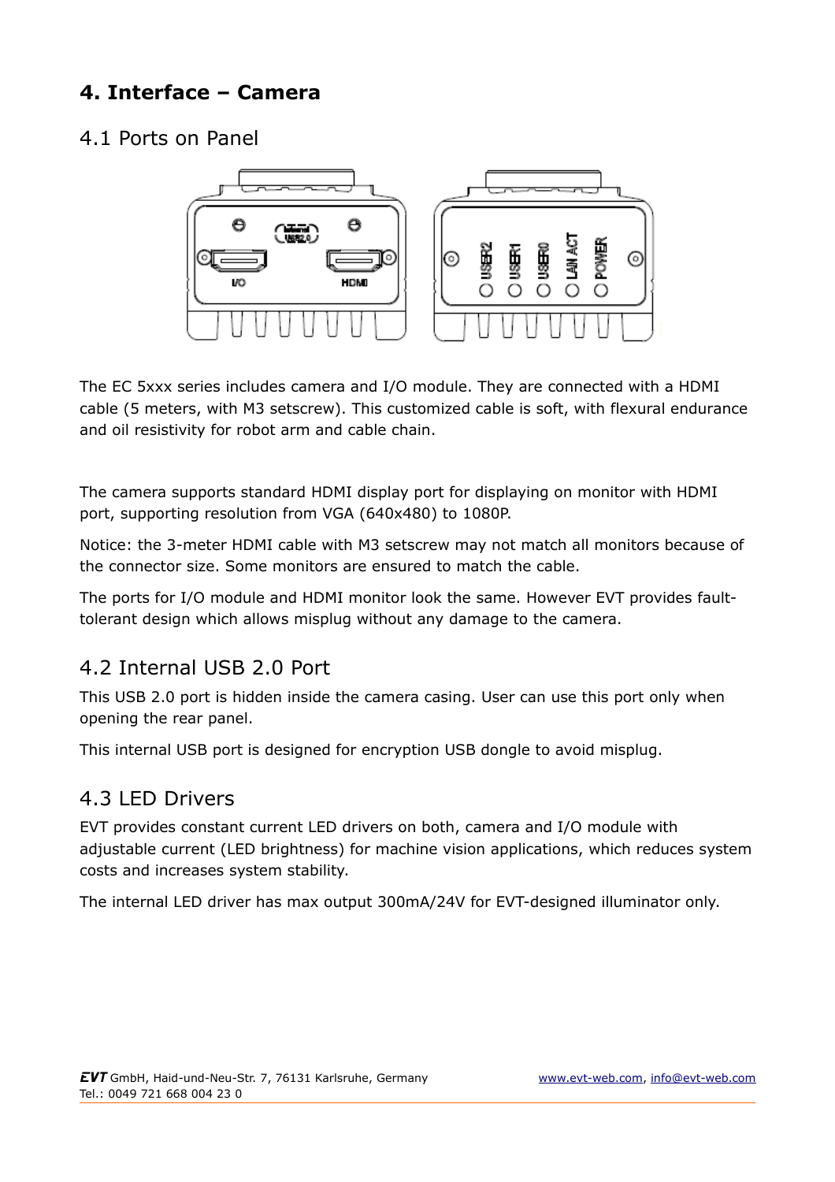# 4. Interface – Camera

## 4.1 Ports on Panel

The EC 5xxx series includes camera and I/O module. They are connected with a HDMI cable (5 meters, with M3 setscrew). This customized cable is soft, with flexural endurance and oil resistivity for robot arm and cable chain.

The camera supports standard HDMI display port for displaying on monitor with HDMI port, supporting resolution from VGA (640x480) to 1080P.

Notice: the 3-meter HDMI cable with M3 setscrew may not match all monitors because of the connector size. Some monitors are ensured to match the cable.

The ports for I/O module and HDMI monitor look the same. However EVT provides fault-tolerant design which allows misplug without any damage to the camera.

## 4.2 Internal USB 2.0 Port

This USB 2.0 port is hidden inside the camera casing. User can use this port only when opening the rear panel.

This internal USB port is designed for encryption USB dongle to avoid misplug.

## 4.3 LED Drivers

EVT provides constant current LED drivers on both, camera and I/O module with adjustable current (LED brightness) for machine vision applications, which reduces system costs and increases system stability.

The internal LED driver has max output 300mA/24V for EVT-designed illuminator only.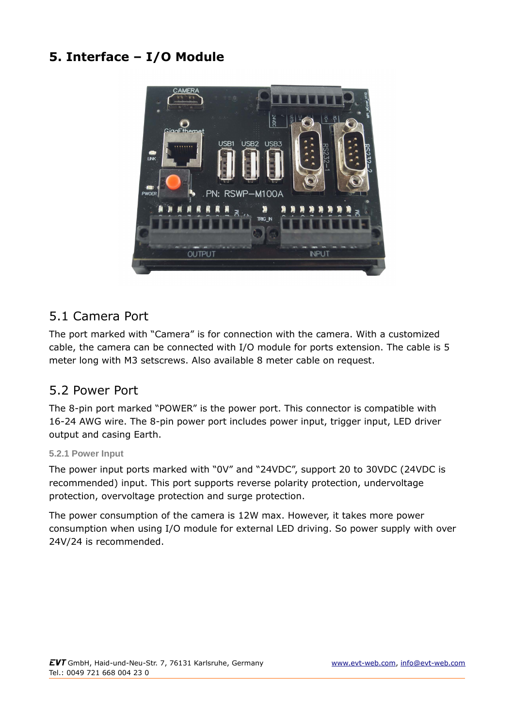# 5. Interface – I/O Module

## 5.1 Camera Port

The port marked with “Camera” is for connection with the camera. With a customized cable, the camera can be connected with I/O module for ports extension. The cable is 5 meter long with M3 setscrews. Also available 8 meter cable on request.

## 5.2 Power Port

The 8-pin port marked “POWER” is the power port. This connector is compatible with 16-24 AWG wire. The 8-pin power port includes power input, trigger input, LED driver output and casing Earth.

### 5.2.1 Power Input

The power input ports marked with “0V” and “24VDC”, support 20 to 30VDC (24VDC is recommended) input. This port supports reverse polarity protection, undervoltage protection, overvoltage protection and surge protection.

The power consumption of the camera is 12W max. However, it takes more power consumption when using I/O module for external LED driving. So power supply with over 24V/24 is recommended.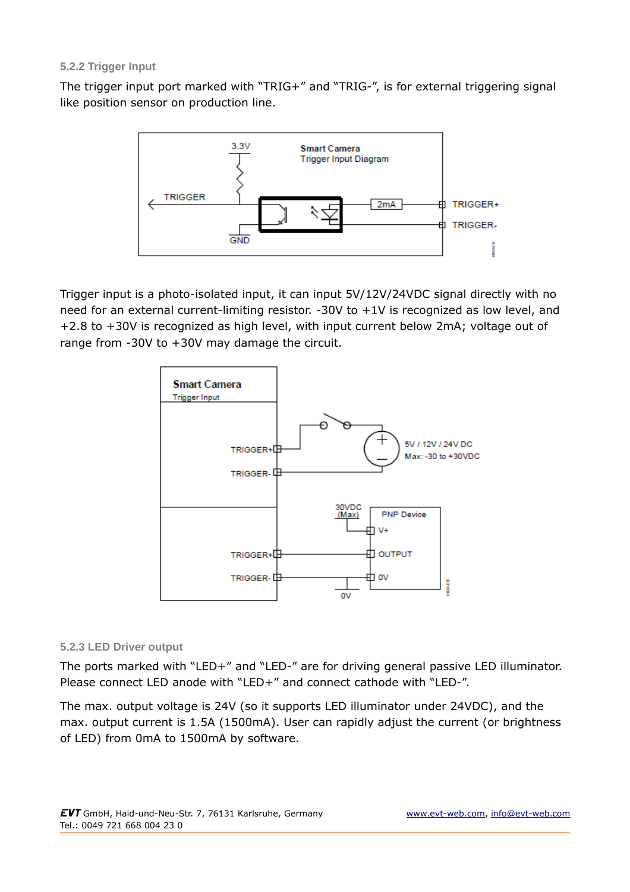### 5.2.2 Trigger Input

The trigger input port marked with "TRIG+" and "TRIG-", is for external triggering signal like position sensor on production line.

Trigger input is a photo-isolated input, it can input 5V/12V/24VDC signal directly with no need for an external current-limiting resistor. -30V to +1V is recognized as low level, and +2.8 to +30V is recognized as high level, with input current below 2mA; voltage out of range from -30V to +30V may damage the circuit.

### 5.2.3 LED Driver output

The ports marked with "LED+" and "LED-" are for driving general passive LED illuminator. Please connect LED anode with "LED+" and connect cathode with "LED-".

The max. output voltage is 24V (so it supports LED illuminator under 24VDC), and the max. output current is 1.5A (1500mA). User can rapidly adjust the current (or brightness of LED) from 0mA to 1500mA by software.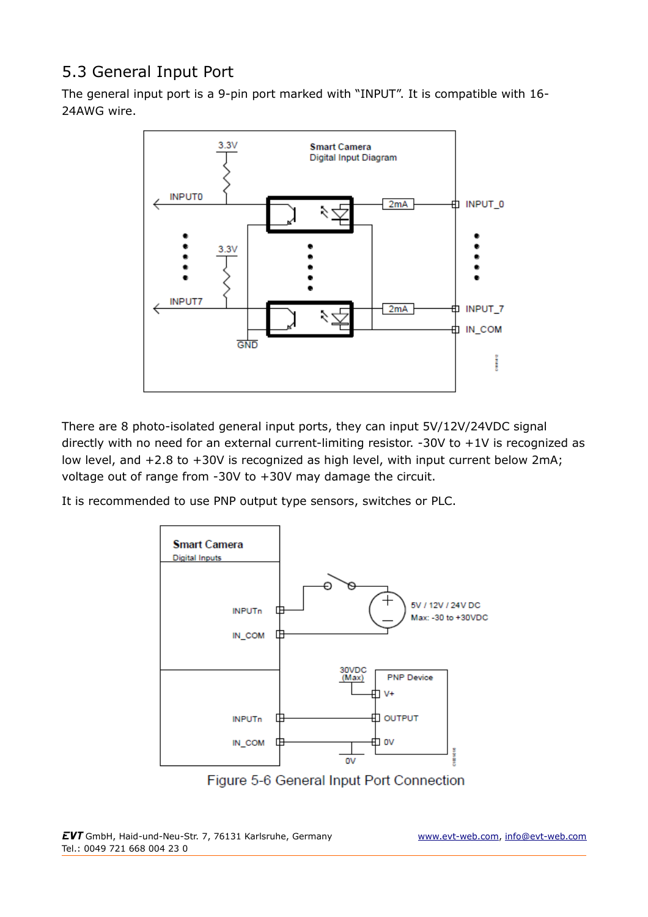## 5.3 General Input Port

The general input port is a 9-pin port marked with “INPUT”. It is compatible with 16-24AWG wire.

There are 8 photo-isolated general input ports, they can input 5V/12V/24VDC signal directly with no need for an external current-limiting resistor. -30V to +1V is recognized as low level, and +2.8 to +30V is recognized as high level, with input current below 2mA; voltage out of range from -30V to +30V may damage the circuit.

It is recommended to use PNP output type sensors, switches or PLC.

Figure 5-6 General Input Port Connection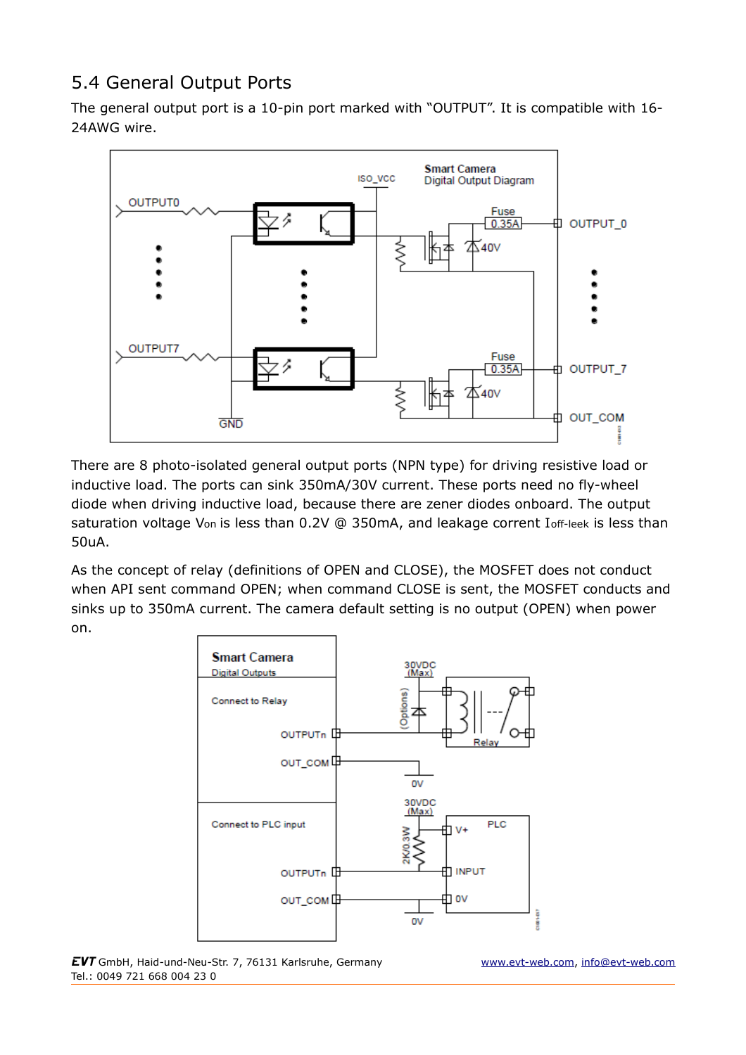## 5.4 General Output Ports

The general output port is a 10-pin port marked with "OUTPUT". It is compatible with 16-24AWG wire.

There are 8 photo-isolated general output ports (NPN type) for driving resistive load or inductive load. The ports can sink 350mA/30V current. These ports need no fly-wheel diode when driving inductive load, because there are zener diodes onboard. The output saturation voltage $V_{on}$ is less than 0.2V @ 350mA, and leakage corrent $I_{off\text{-}leek}$ is less than 50uA.

As the concept of relay (definitions of OPEN and CLOSE), the MOSFET does not conduct when API sent command OPEN; when command CLOSE is sent, the MOSFET conducts and sinks up to 350mA current. The camera default setting is no output (OPEN) when power on.

**EVT** GmbH, Haid-und-Neu-Str. 7, 76131 Karlsruhe, Germany
Tel.: 0049 721 668 004 23 0

www.evt-web.com, info@evt-web.com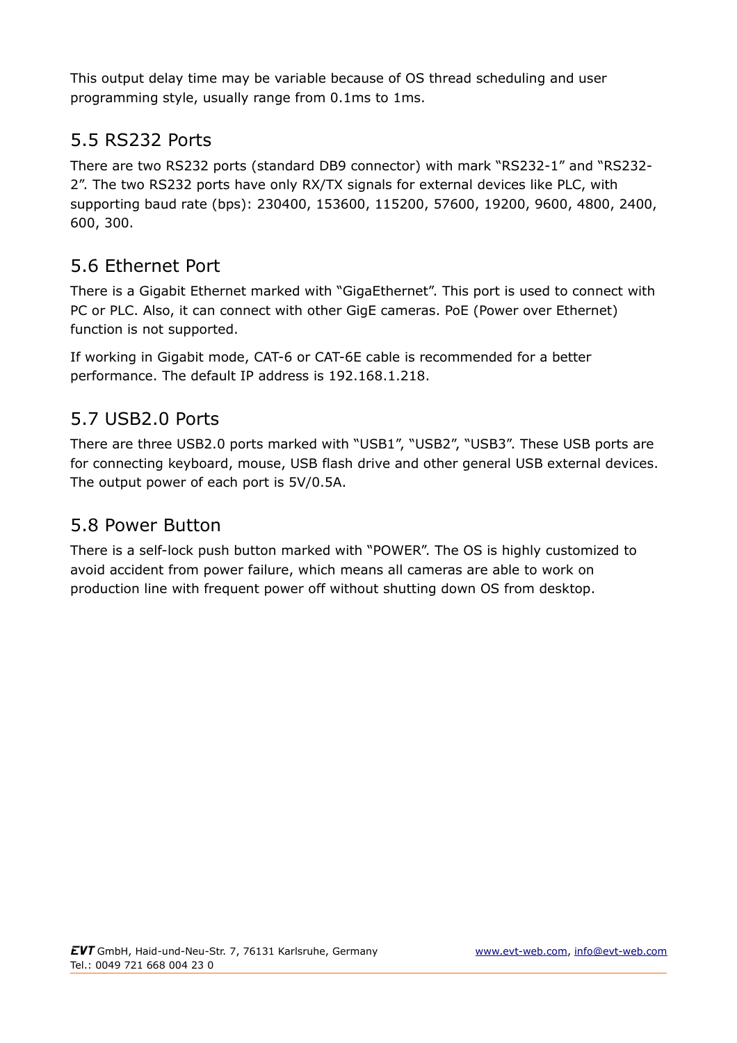This output delay time may be variable because of OS thread scheduling and user programming style, usually range from 0.1ms to 1ms.

## 5.5 RS232 Ports

There are two RS232 ports (standard DB9 connector) with mark "RS232-1" and "RS232-2". The two RS232 ports have only RX/TX signals for external devices like PLC, with supporting baud rate (bps): 230400, 153600, 115200, 57600, 19200, 9600, 4800, 2400, 600, 300.

## 5.6 Ethernet Port

There is a Gigabit Ethernet marked with "GigaEthernet". This port is used to connect with PC or PLC. Also, it can connect with other GigE cameras. PoE (Power over Ethernet) function is not supported.

If working in Gigabit mode, CAT-6 or CAT-6E cable is recommended for a better performance. The default IP address is 192.168.1.218.

## 5.7 USB2.0 Ports

There are three USB2.0 ports marked with "USB1", "USB2", "USB3". These USB ports are for connecting keyboard, mouse, USB flash drive and other general USB external devices. The output power of each port is 5V/0.5A.

## 5.8 Power Button

There is a self-lock push button marked with "POWER". The OS is highly customized to avoid accident from power failure, which means all cameras are able to work on production line with frequent power off without shutting down OS from desktop.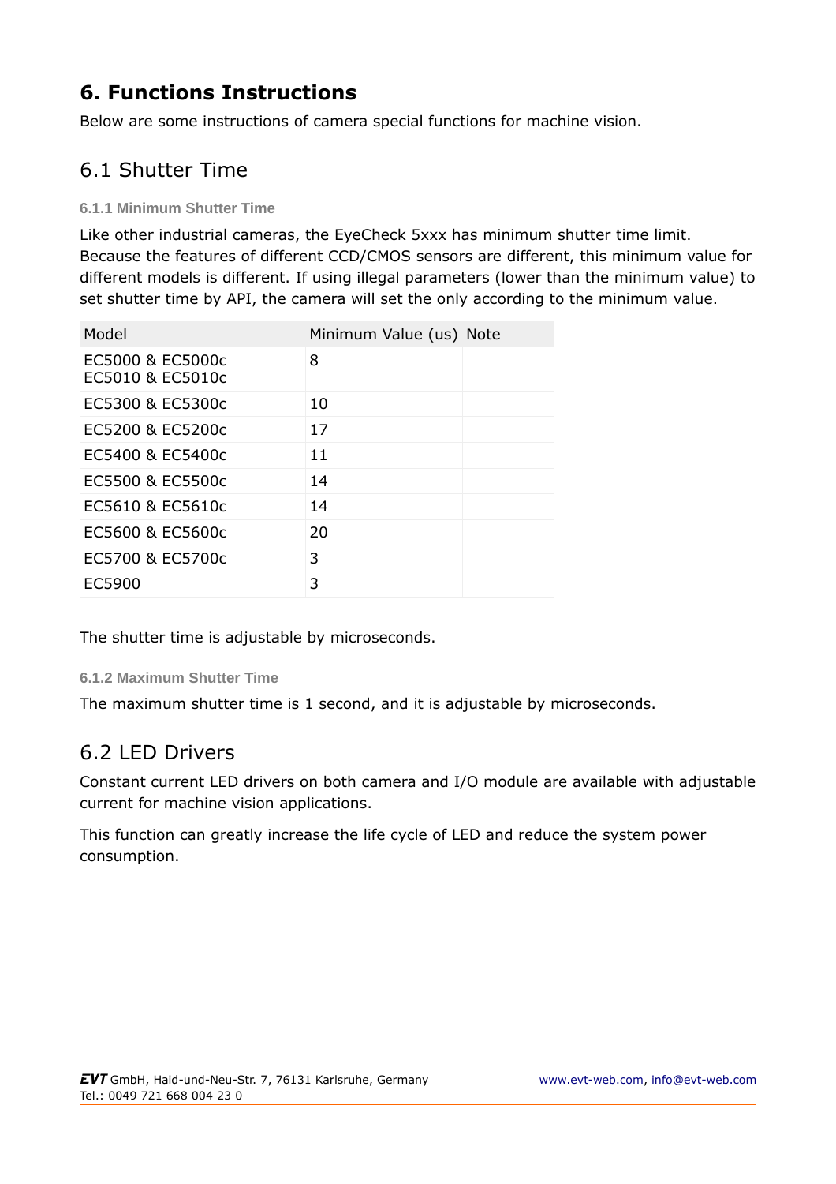# 6. Functions Instructions

Below are some instructions of camera special functions for machine vision.

## 6.1 Shutter Time

#### 6.1.1 Minimum Shutter Time

Like other industrial cameras, the EyeCheck 5xxx has minimum shutter time limit. Because the features of different CCD/CMOS sensors are different, this minimum value for different models is different. If using illegal parameters (lower than the minimum value) to set shutter time by API, the camera will set the only according to the minimum value.

| Model | Minimum Value (us) | Note |
|---|---|---|
| EC5000 & EC5000c<br>EC5010 & EC5010c | 8 | |
| EC5300 & EC5300c | 10 | |
| EC5200 & EC5200c | 17 | |
| EC5400 & EC5400c | 11 | |
| EC5500 & EC5500c | 14 | |
| EC5610 & EC5610c | 14 | |
| EC5600 & EC5600c | 20 | |
| EC5700 & EC5700c | 3 | |
| EC5900 | 3 | |

The shutter time is adjustable by microseconds.

#### 6.1.2 Maximum Shutter Time

The maximum shutter time is 1 second, and it is adjustable by microseconds.

## 6.2 LED Drivers

Constant current LED drivers on both camera and I/O module are available with adjustable current for machine vision applications.

This function can greatly increase the life cycle of LED and reduce the system power consumption.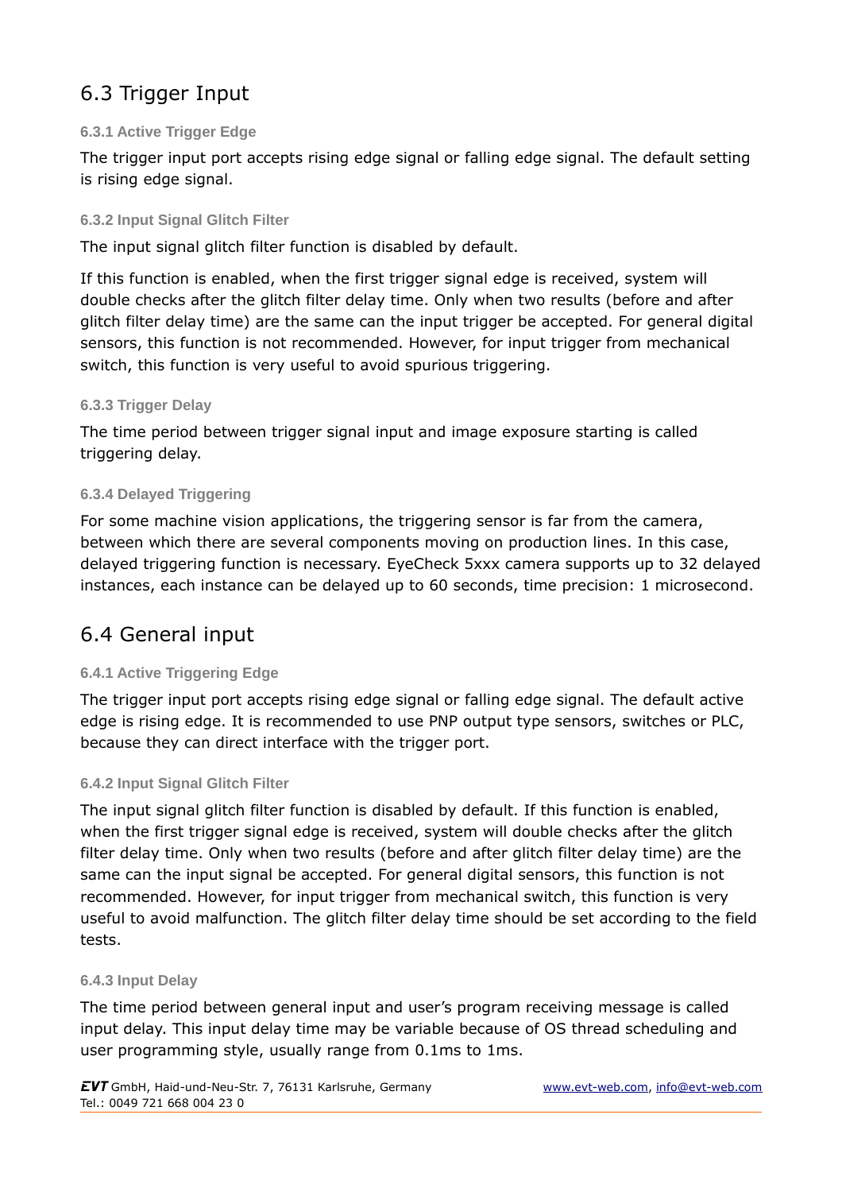## 6.3 Trigger Input

### 6.3.1 Active Trigger Edge

The trigger input port accepts rising edge signal or falling edge signal. The default setting is rising edge signal.

### 6.3.2 Input Signal Glitch Filter

The input signal glitch filter function is disabled by default.

If this function is enabled, when the first trigger signal edge is received, system will double checks after the glitch filter delay time. Only when two results (before and after glitch filter delay time) are the same can the input trigger be accepted. For general digital sensors, this function is not recommended. However, for input trigger from mechanical switch, this function is very useful to avoid spurious triggering.

### 6.3.3 Trigger Delay

The time period between trigger signal input and image exposure starting is called triggering delay.

### 6.3.4 Delayed Triggering

For some machine vision applications, the triggering sensor is far from the camera, between which there are several components moving on production lines. In this case, delayed triggering function is necessary. EyeCheck 5xxx camera supports up to 32 delayed instances, each instance can be delayed up to 60 seconds, time precision: 1 microsecond.

## 6.4 General input

### 6.4.1 Active Triggering Edge

The trigger input port accepts rising edge signal or falling edge signal. The default active edge is rising edge. It is recommended to use PNP output type sensors, switches or PLC, because they can direct interface with the trigger port.

### 6.4.2 Input Signal Glitch Filter

The input signal glitch filter function is disabled by default. If this function is enabled, when the first trigger signal edge is received, system will double checks after the glitch filter delay time. Only when two results (before and after glitch filter delay time) are the same can the input signal be accepted. For general digital sensors, this function is not recommended. However, for input trigger from mechanical switch, this function is very useful to avoid malfunction. The glitch filter delay time should be set according to the field tests.

### 6.4.3 Input Delay

The time period between general input and user's program receiving message is called input delay. This input delay time may be variable because of OS thread scheduling and user programming style, usually range from 0.1ms to 1ms.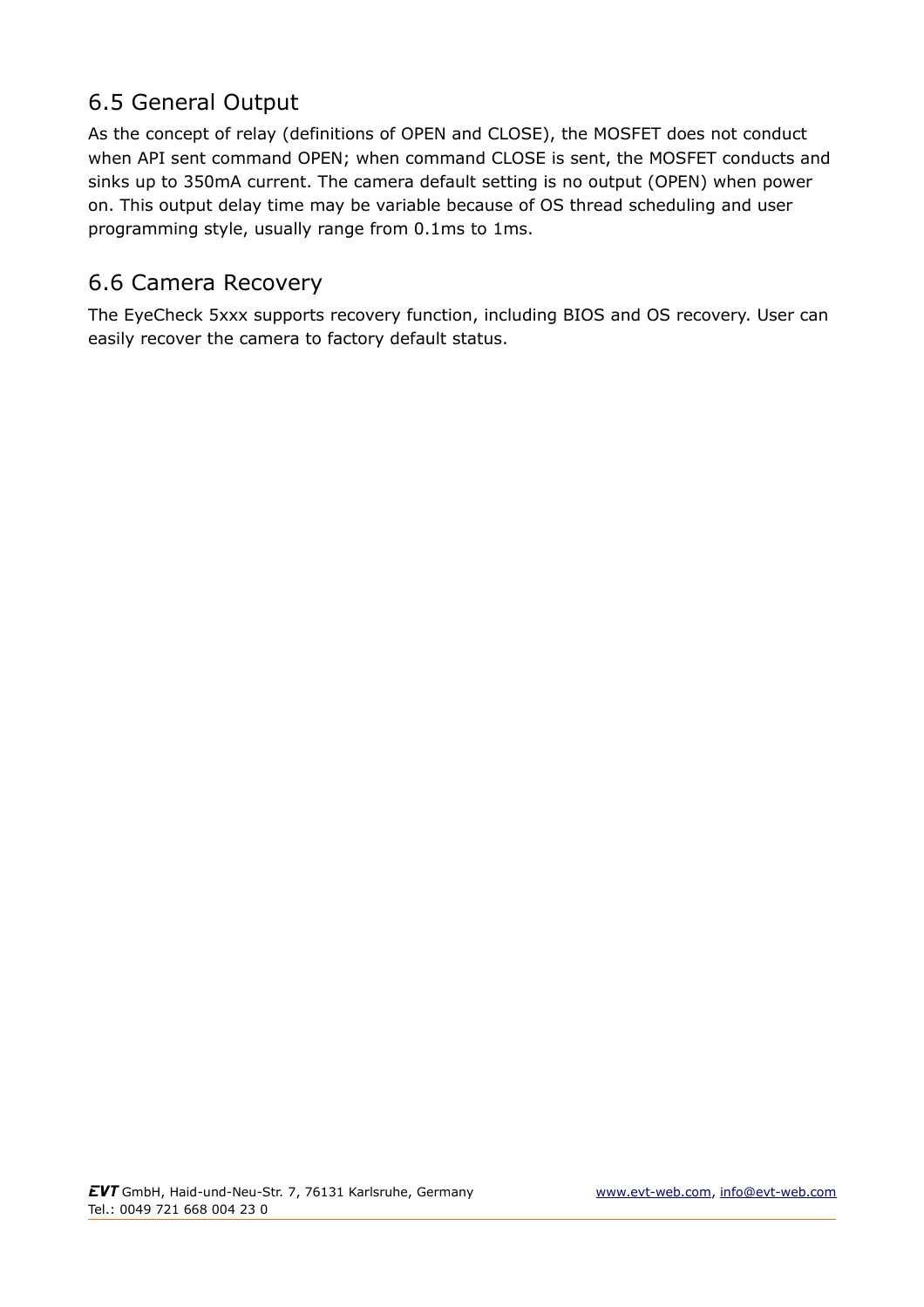## 6.5 General Output

As the concept of relay (definitions of OPEN and CLOSE), the MOSFET does not conduct when API sent command OPEN; when command CLOSE is sent, the MOSFET conducts and sinks up to 350mA current. The camera default setting is no output (OPEN) when power on. This output delay time may be variable because of OS thread scheduling and user programming style, usually range from 0.1ms to 1ms.

## 6.6 Camera Recovery

The EyeCheck 5xxx supports recovery function, including BIOS and OS recovery. User can easily recover the camera to factory default status.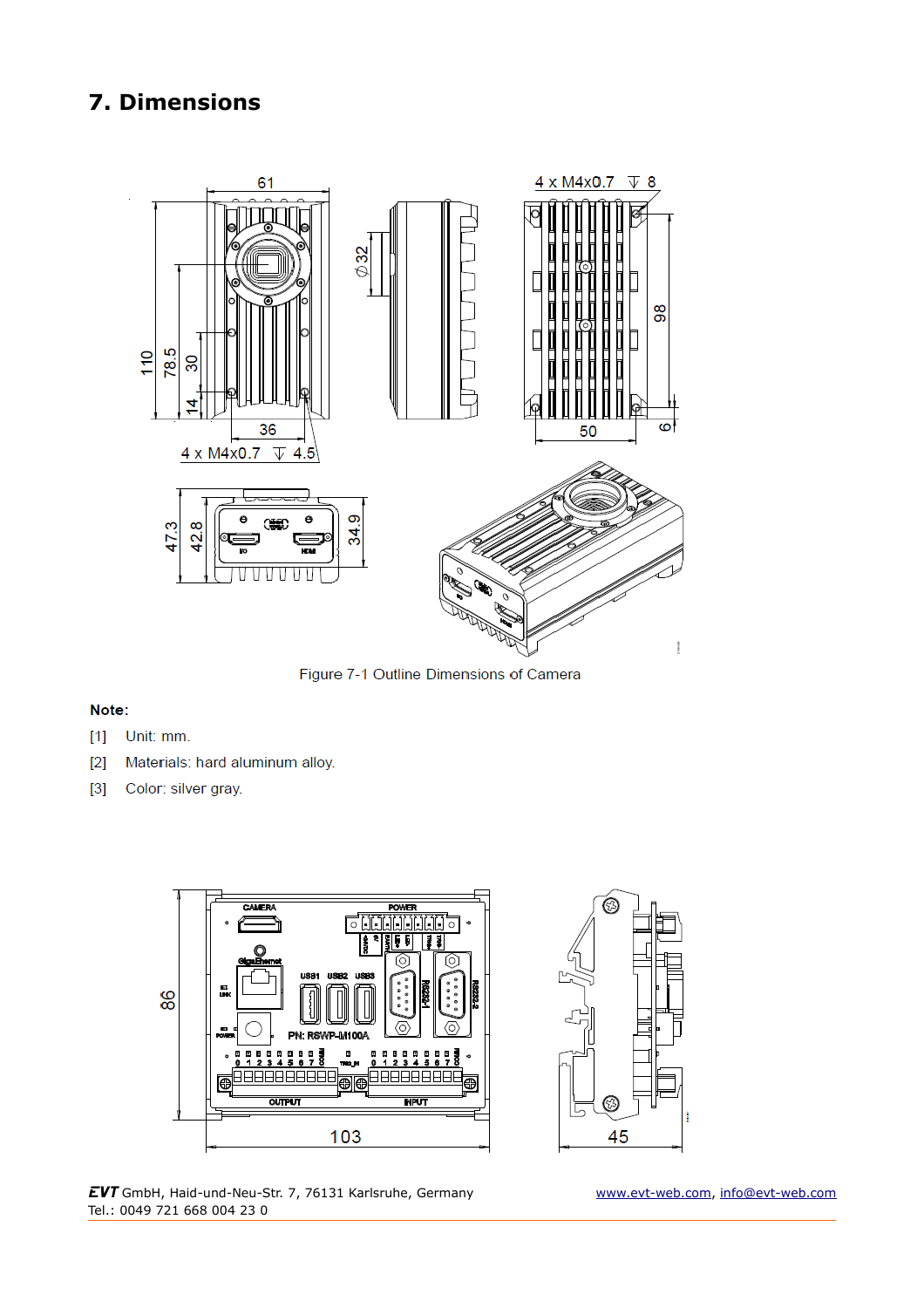# 7. Dimensions

61

4 x M4x0.7 ⊽ 8

110

78.5

30

14

36

4 x M4x0.7 ⊽ 4.5

Ø32

98

50

6

47.3

42.8

34.9

Figure 7-1 Outline Dimensions of Camera

**Note:**

[1] Unit: mm.

[2] Materials: hard aluminum alloy.

[3] Color: silver gray.

86

103

45

PN: RSWP-M100A